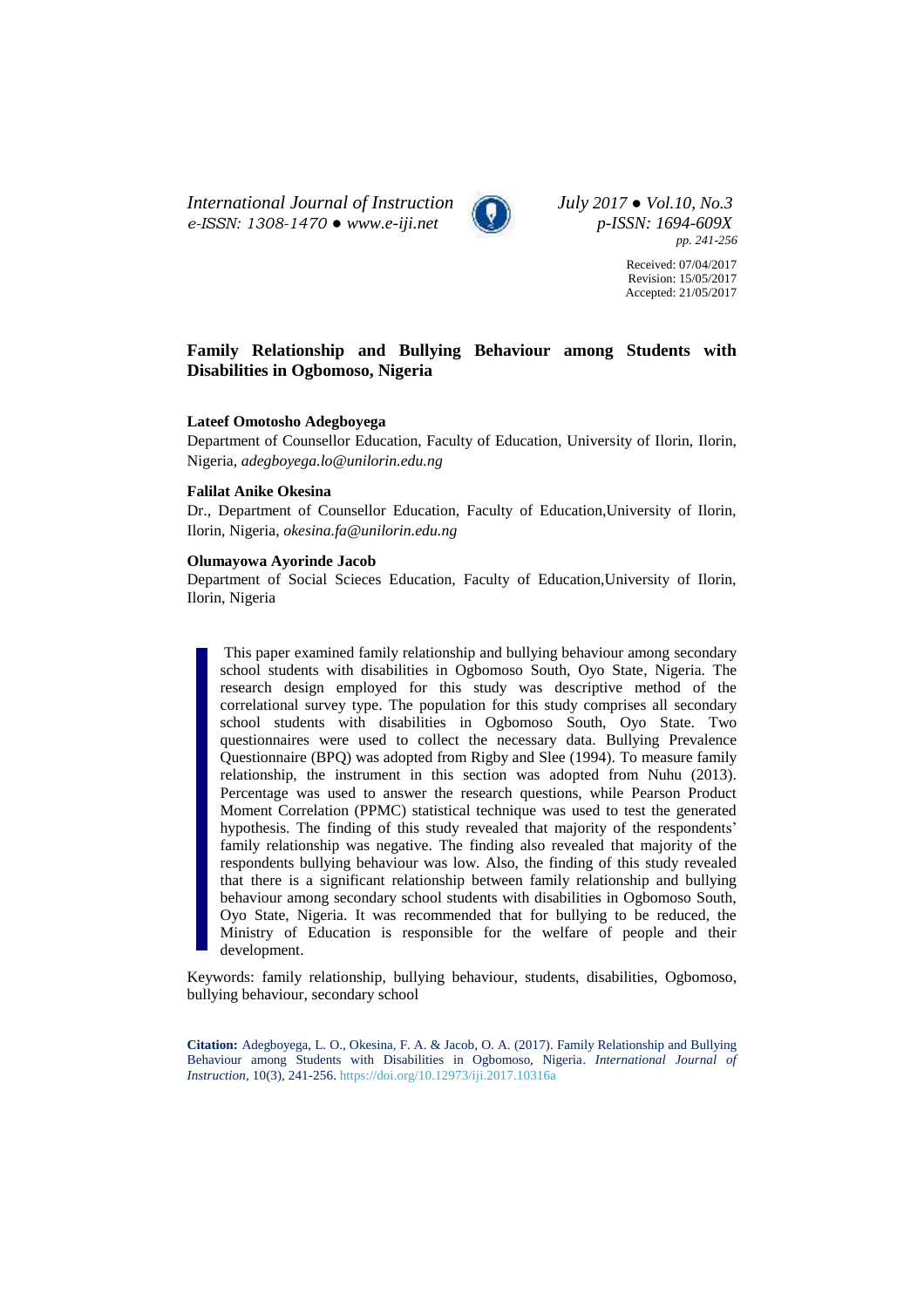*International Journal of Instruction* *July 2017 ● Vol.10, No.3*
*e-ISSN: 1308-1470 ● www.e-iji.net* *p-ISSN: 1694-609X*
*pp. 241-256*

Received: 07/04/2017
Revision: 15/05/2017
Accepted: 21/05/2017

# Family Relationship and Bullying Behaviour among Students with Disabilities in Ogbomoso, Nigeria

**Lateef Omotosho Adegboyega**

Department of Counsellor Education, Faculty of Education, University of Ilorin, Ilorin, Nigeria, *adegboyega.lo@unilorin.edu.ng*

**Falilat Anike Okesina**

Dr., Department of Counsellor Education, Faculty of Education,University of Ilorin, Ilorin, Nigeria, *okesina.fa@unilorin.edu.ng*

**Olumayowa Ayorinde Jacob**

Department of Social Scieces Education, Faculty of Education,University of Ilorin, Ilorin, Nigeria

This paper examined family relationship and bullying behaviour among secondary school students with disabilities in Ogbomoso South, Oyo State, Nigeria. The research design employed for this study was descriptive method of the correlational survey type. The population for this study comprises all secondary school students with disabilities in Ogbomoso South, Oyo State. Two questionnaires were used to collect the necessary data. Bullying Prevalence Questionnaire (BPQ) was adopted from Rigby and Slee (1994). To measure family relationship, the instrument in this section was adopted from Nuhu (2013). Percentage was used to answer the research questions, while Pearson Product Moment Correlation (PPMC) statistical technique was used to test the generated hypothesis. The finding of this study revealed that majority of the respondents' family relationship was negative. The finding also revealed that majority of the respondents bullying behaviour was low. Also, the finding of this study revealed that there is a significant relationship between family relationship and bullying behaviour among secondary school students with disabilities in Ogbomoso South, Oyo State, Nigeria. It was recommended that for bullying to be reduced, the Ministry of Education is responsible for the welfare of people and their development.

Keywords: family relationship, bullying behaviour, students, disabilities, Ogbomoso, bullying behaviour, secondary school

**Citation:** Adegboyega, L. O., Okesina, F. A. & Jacob, O. A. (2017). Family Relationship and Bullying Behaviour among Students with Disabilities in Ogbomoso, Nigeria. *International Journal of Instruction*, 10(3), 241-256. https://doi.org/10.12973/iji.2017.10316a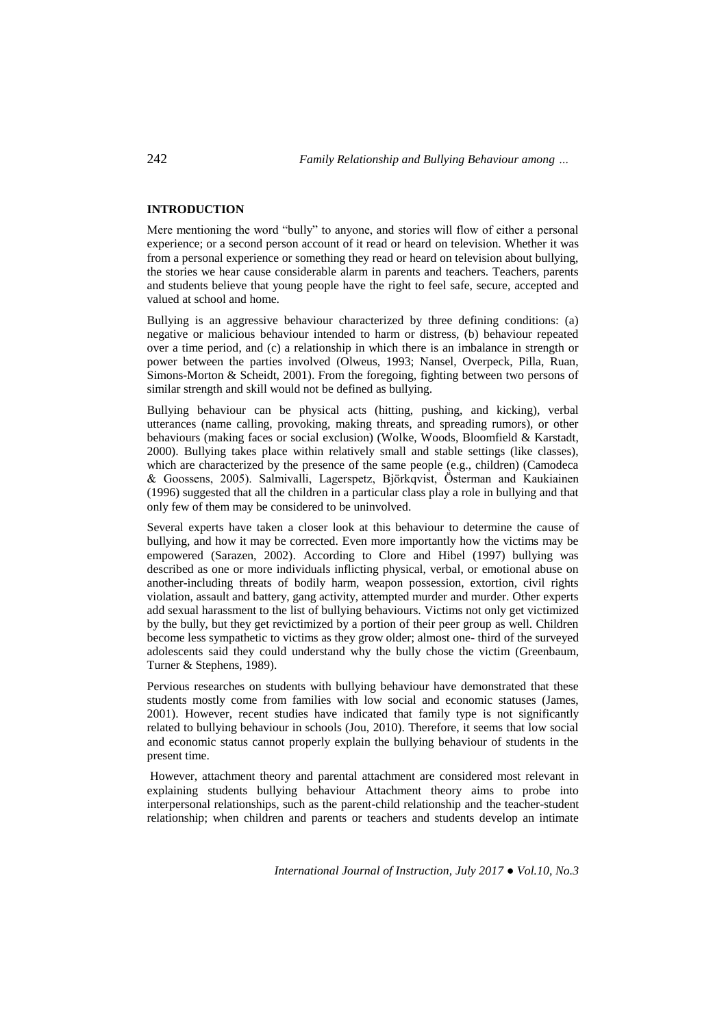**INTRODUCTION**

Mere mentioning the word "bully" to anyone, and stories will flow of either a personal experience; or a second person account of it read or heard on television. Whether it was from a personal experience or something they read or heard on television about bullying, the stories we hear cause considerable alarm in parents and teachers. Teachers, parents and students believe that young people have the right to feel safe, secure, accepted and valued at school and home.

Bullying is an aggressive behaviour characterized by three defining conditions: (a) negative or malicious behaviour intended to harm or distress, (b) behaviour repeated over a time period, and (c) a relationship in which there is an imbalance in strength or power between the parties involved (Olweus, 1993; Nansel, Overpeck, Pilla, Ruan, Simons-Morton & Scheidt, 2001). From the foregoing, fighting between two persons of similar strength and skill would not be defined as bullying.

Bullying behaviour can be physical acts (hitting, pushing, and kicking), verbal utterances (name calling, provoking, making threats, and spreading rumors), or other behaviours (making faces or social exclusion) (Wolke, Woods, Bloomfield & Karstadt, 2000). Bullying takes place within relatively small and stable settings (like classes), which are characterized by the presence of the same people (e.g., children) (Camodeca & Goossens, 2005). Salmivalli, Lagerspetz, Björkqvist, Österman and Kaukiainen (1996) suggested that all the children in a particular class play a role in bullying and that only few of them may be considered to be uninvolved.

Several experts have taken a closer look at this behaviour to determine the cause of bullying, and how it may be corrected. Even more importantly how the victims may be empowered (Sarazen, 2002). According to Clore and Hibel (1997) bullying was described as one or more individuals inflicting physical, verbal, or emotional abuse on another-including threats of bodily harm, weapon possession, extortion, civil rights violation, assault and battery, gang activity, attempted murder and murder. Other experts add sexual harassment to the list of bullying behaviours. Victims not only get victimized by the bully, but they get revictimized by a portion of their peer group as well. Children become less sympathetic to victims as they grow older; almost one- third of the surveyed adolescents said they could understand why the bully chose the victim (Greenbaum, Turner & Stephens, 1989).

Pervious researches on students with bullying behaviour have demonstrated that these students mostly come from families with low social and economic statuses (James, 2001). However, recent studies have indicated that family type is not significantly related to bullying behaviour in schools (Jou, 2010). Therefore, it seems that low social and economic status cannot properly explain the bullying behaviour of students in the present time.

However, attachment theory and parental attachment are considered most relevant in explaining students bullying behaviour Attachment theory aims to probe into interpersonal relationships, such as the parent-child relationship and the teacher-student relationship; when children and parents or teachers and students develop an intimate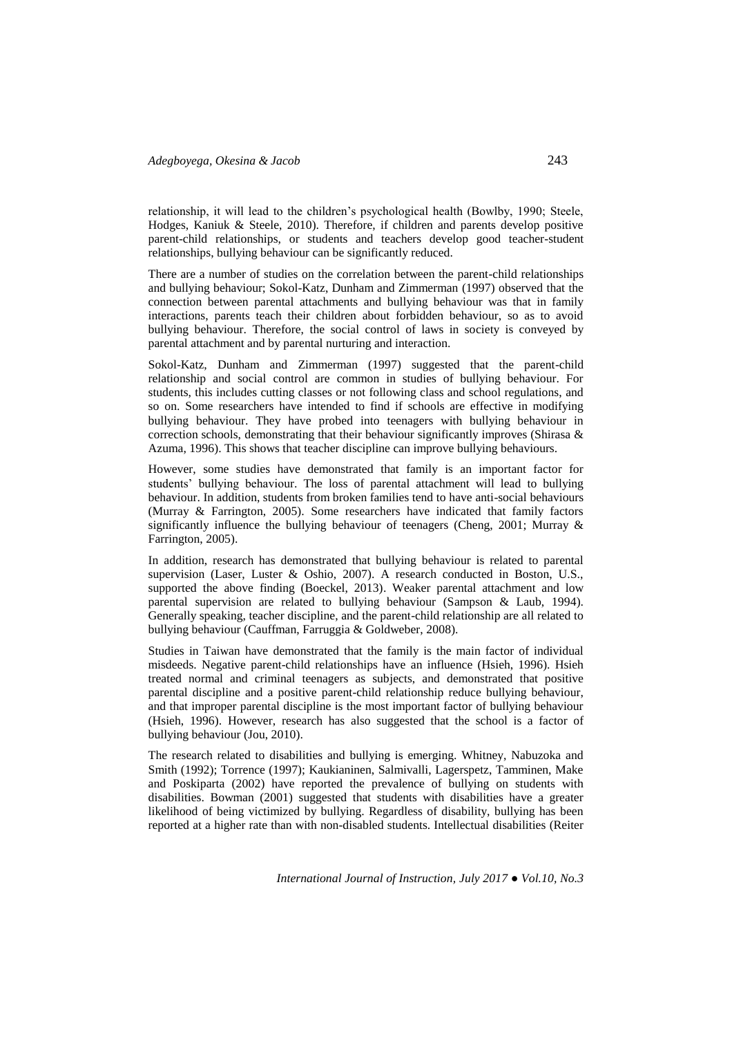relationship, it will lead to the children's psychological health (Bowlby, 1990; Steele, Hodges, Kaniuk & Steele, 2010). Therefore, if children and parents develop positive parent-child relationships, or students and teachers develop good teacher-student relationships, bullying behaviour can be significantly reduced.

There are a number of studies on the correlation between the parent-child relationships and bullying behaviour; Sokol-Katz, Dunham and Zimmerman (1997) observed that the connection between parental attachments and bullying behaviour was that in family interactions, parents teach their children about forbidden behaviour, so as to avoid bullying behaviour. Therefore, the social control of laws in society is conveyed by parental attachment and by parental nurturing and interaction.

Sokol-Katz, Dunham and Zimmerman (1997) suggested that the parent-child relationship and social control are common in studies of bullying behaviour. For students, this includes cutting classes or not following class and school regulations, and so on. Some researchers have intended to find if schools are effective in modifying bullying behaviour. They have probed into teenagers with bullying behaviour in correction schools, demonstrating that their behaviour significantly improves (Shirasa & Azuma, 1996). This shows that teacher discipline can improve bullying behaviours.

However, some studies have demonstrated that family is an important factor for students' bullying behaviour. The loss of parental attachment will lead to bullying behaviour. In addition, students from broken families tend to have anti-social behaviours (Murray & Farrington, 2005). Some researchers have indicated that family factors significantly influence the bullying behaviour of teenagers (Cheng, 2001; Murray & Farrington, 2005).

In addition, research has demonstrated that bullying behaviour is related to parental supervision (Laser, Luster & Oshio, 2007). A research conducted in Boston, U.S., supported the above finding (Boeckel, 2013). Weaker parental attachment and low parental supervision are related to bullying behaviour (Sampson & Laub, 1994). Generally speaking, teacher discipline, and the parent-child relationship are all related to bullying behaviour (Cauffman, Farruggia & Goldweber, 2008).

Studies in Taiwan have demonstrated that the family is the main factor of individual misdeeds. Negative parent-child relationships have an influence (Hsieh, 1996). Hsieh treated normal and criminal teenagers as subjects, and demonstrated that positive parental discipline and a positive parent-child relationship reduce bullying behaviour, and that improper parental discipline is the most important factor of bullying behaviour (Hsieh, 1996). However, research has also suggested that the school is a factor of bullying behaviour (Jou, 2010).

The research related to disabilities and bullying is emerging. Whitney, Nabuzoka and Smith (1992); Torrence (1997); Kaukianinen, Salmivalli, Lagerspetz, Tamminen, Make and Poskiparta (2002) have reported the prevalence of bullying on students with disabilities. Bowman (2001) suggested that students with disabilities have a greater likelihood of being victimized by bullying. Regardless of disability, bullying has been reported at a higher rate than with non-disabled students. Intellectual disabilities (Reiter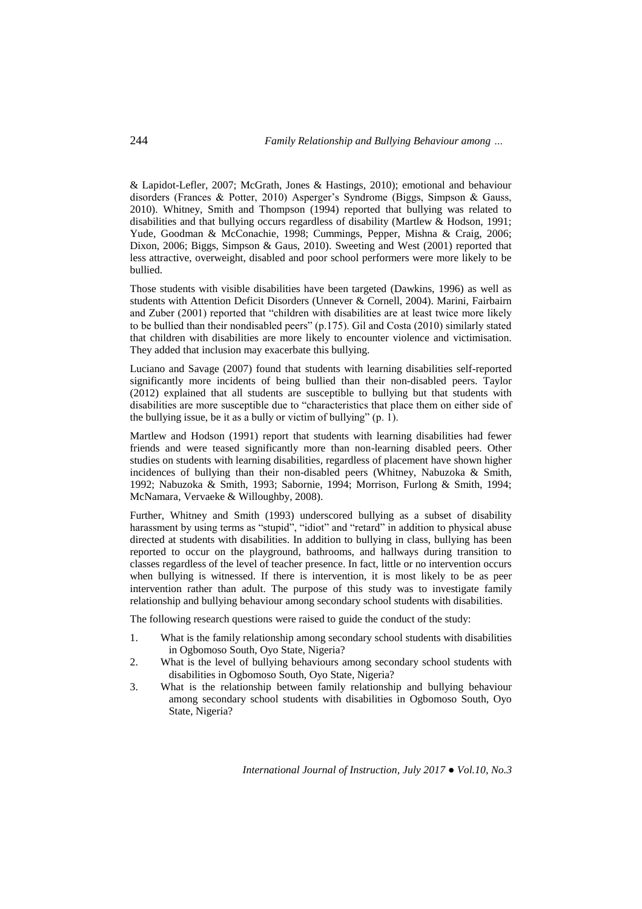& Lapidot-Lefler, 2007; McGrath, Jones & Hastings, 2010); emotional and behaviour disorders (Frances & Potter, 2010) Asperger's Syndrome (Biggs, Simpson & Gauss, 2010). Whitney, Smith and Thompson (1994) reported that bullying was related to disabilities and that bullying occurs regardless of disability (Martlew & Hodson, 1991; Yude, Goodman & McConachie, 1998; Cummings, Pepper, Mishna & Craig, 2006; Dixon, 2006; Biggs, Simpson & Gaus, 2010). Sweeting and West (2001) reported that less attractive, overweight, disabled and poor school performers were more likely to be bullied.

Those students with visible disabilities have been targeted (Dawkins, 1996) as well as students with Attention Deficit Disorders (Unnever & Cornell, 2004). Marini, Fairbairn and Zuber (2001) reported that "children with disabilities are at least twice more likely to be bullied than their nondisabled peers" (p.175). Gil and Costa (2010) similarly stated that children with disabilities are more likely to encounter violence and victimisation. They added that inclusion may exacerbate this bullying.

Luciano and Savage (2007) found that students with learning disabilities self-reported significantly more incidents of being bullied than their non-disabled peers. Taylor (2012) explained that all students are susceptible to bullying but that students with disabilities are more susceptible due to "characteristics that place them on either side of the bullying issue, be it as a bully or victim of bullying" (p. 1).

Martlew and Hodson (1991) report that students with learning disabilities had fewer friends and were teased significantly more than non-learning disabled peers. Other studies on students with learning disabilities, regardless of placement have shown higher incidences of bullying than their non-disabled peers (Whitney, Nabuzoka & Smith, 1992; Nabuzoka & Smith, 1993; Sabornie, 1994; Morrison, Furlong & Smith, 1994; McNamara, Vervaeke & Willoughby, 2008).

Further, Whitney and Smith (1993) underscored bullying as a subset of disability harassment by using terms as "stupid", "idiot" and "retard" in addition to physical abuse directed at students with disabilities. In addition to bullying in class, bullying has been reported to occur on the playground, bathrooms, and hallways during transition to classes regardless of the level of teacher presence. In fact, little or no intervention occurs when bullying is witnessed. If there is intervention, it is most likely to be as peer intervention rather than adult. The purpose of this study was to investigate family relationship and bullying behaviour among secondary school students with disabilities.

The following research questions were raised to guide the conduct of the study:

1. What is the family relationship among secondary school students with disabilities in Ogbomoso South, Oyo State, Nigeria?
2. What is the level of bullying behaviours among secondary school students with disabilities in Ogbomoso South, Oyo State, Nigeria?
3. What is the relationship between family relationship and bullying behaviour among secondary school students with disabilities in Ogbomoso South, Oyo State, Nigeria?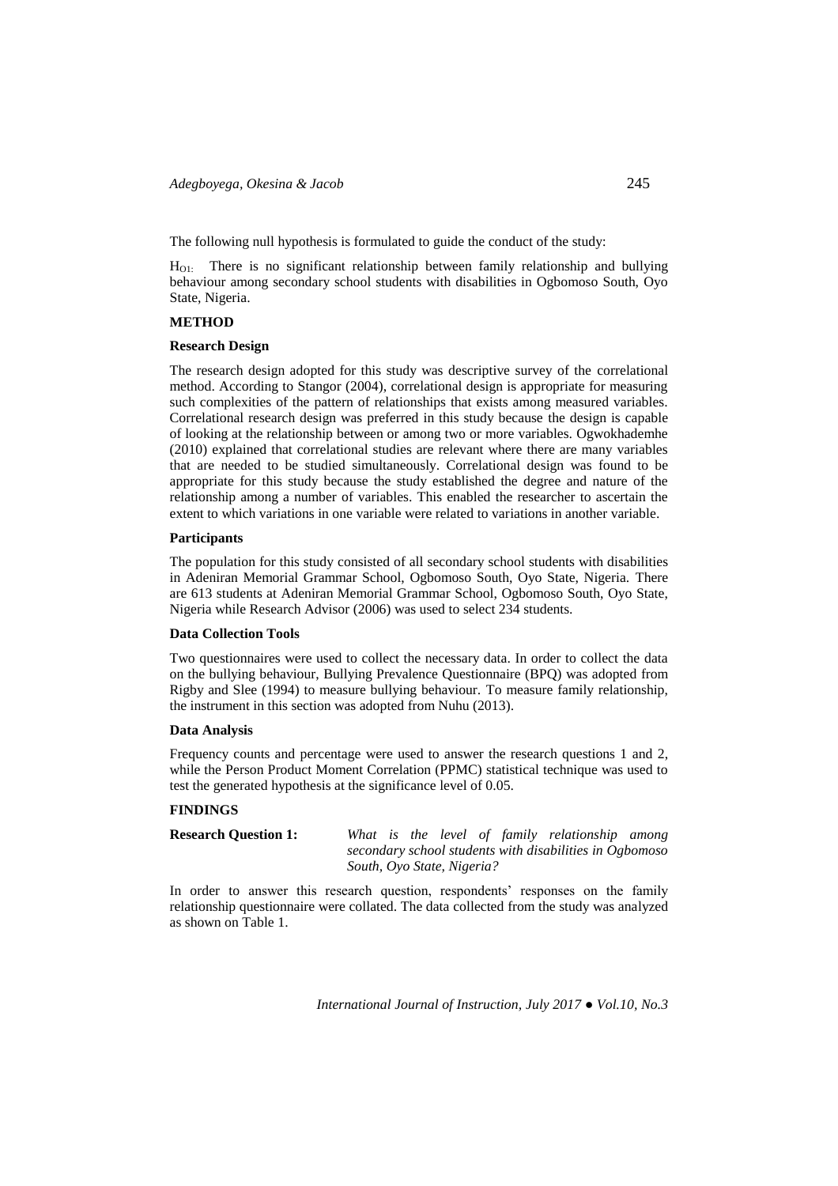The following null hypothesis is formulated to guide the conduct of the study:

$H_{O1:}$ There is no significant relationship between family relationship and bullying behaviour among secondary school students with disabilities in Ogbomoso South, Oyo State, Nigeria.

## METHOD

### Research Design

The research design adopted for this study was descriptive survey of the correlational method. According to Stangor (2004), correlational design is appropriate for measuring such complexities of the pattern of relationships that exists among measured variables. Correlational research design was preferred in this study because the design is capable of looking at the relationship between or among two or more variables. Ogwokhademhe (2010) explained that correlational studies are relevant where there are many variables that are needed to be studied simultaneously. Correlational design was found to be appropriate for this study because the study established the degree and nature of the relationship among a number of variables. This enabled the researcher to ascertain the extent to which variations in one variable were related to variations in another variable.

### Participants

The population for this study consisted of all secondary school students with disabilities in Adeniran Memorial Grammar School, Ogbomoso South, Oyo State, Nigeria. There are 613 students at Adeniran Memorial Grammar School, Ogbomoso South, Oyo State, Nigeria while Research Advisor (2006) was used to select 234 students.

### Data Collection Tools

Two questionnaires were used to collect the necessary data. In order to collect the data on the bullying behaviour, Bullying Prevalence Questionnaire (BPQ) was adopted from Rigby and Slee (1994) to measure bullying behaviour. To measure family relationship, the instrument in this section was adopted from Nuhu (2013).

### Data Analysis

Frequency counts and percentage were used to answer the research questions 1 and 2, while the Person Product Moment Correlation (PPMC) statistical technique was used to test the generated hypothesis at the significance level of 0.05.

## FINDINGS

**Research Question 1:** *What is the level of family relationship among secondary school students with disabilities in Ogbomoso South, Oyo State, Nigeria?*

In order to answer this research question, respondents' responses on the family relationship questionnaire were collated. The data collected from the study was analyzed as shown on Table 1.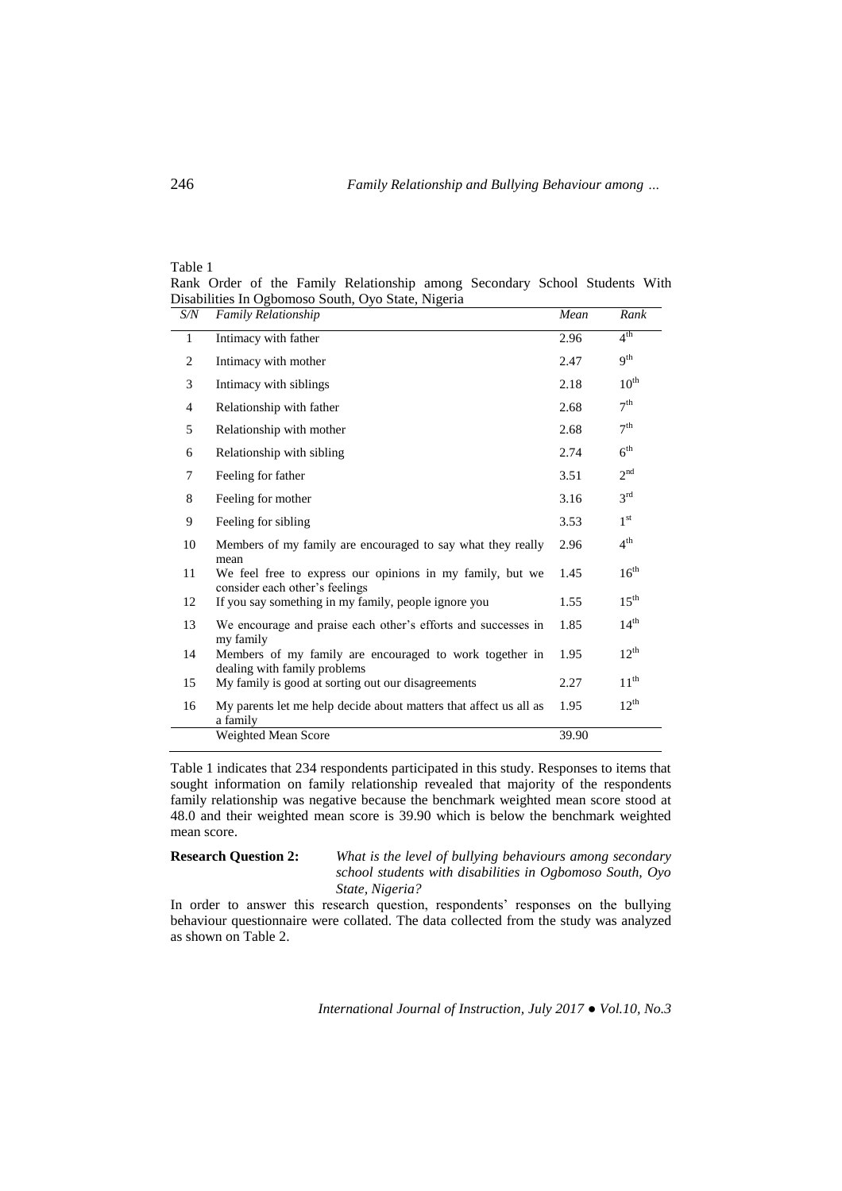Table 1

Rank Order of the Family Relationship among Secondary School Students With Disabilities In Ogbomoso South, Oyo State, Nigeria

| *S/N* | *Family Relationship* | *Mean* | *Rank* |
|---|---|---|---|
| 1 | Intimacy with father | 2.96 | 4th |
| 2 | Intimacy with mother | 2.47 | 9th |
| 3 | Intimacy with siblings | 2.18 | 10th |
| 4 | Relationship with father | 2.68 | 7th |
| 5 | Relationship with mother | 2.68 | 7th |
| 6 | Relationship with sibling | 2.74 | 6th |
| 7 | Feeling for father | 3.51 | 2nd |
| 8 | Feeling for mother | 3.16 | 3rd |
| 9 | Feeling for sibling | 3.53 | 1st |
| 10 | Members of my family are encouraged to say what they really mean | 2.96 | 4th |
| 11 | We feel free to express our opinions in my family, but we consider each other's feelings | 1.45 | 16th |
| 12 | If you say something in my family, people ignore you | 1.55 | 15th |
| 13 | We encourage and praise each other's efforts and successes in my family | 1.85 | 14th |
| 14 | Members of my family are encouraged to work together in dealing with family problems | 1.95 | 12th |
| 15 | My family is good at sorting out our disagreements | 2.27 | 11th |
| 16 | My parents let me help decide about matters that affect us all as a family | 1.95 | 12th |
| | Weighted Mean Score | 39.90 | |

Table 1 indicates that 234 respondents participated in this study. Responses to items that sought information on family relationship revealed that majority of the respondents family relationship was negative because the benchmark weighted mean score stood at 48.0 and their weighted mean score is 39.90 which is below the benchmark weighted mean score.

**Research Question 2:** *What is the level of bullying behaviours among secondary school students with disabilities in Ogbomoso South, Oyo State, Nigeria?*

In order to answer this research question, respondents' responses on the bullying behaviour questionnaire were collated. The data collected from the study was analyzed as shown on Table 2.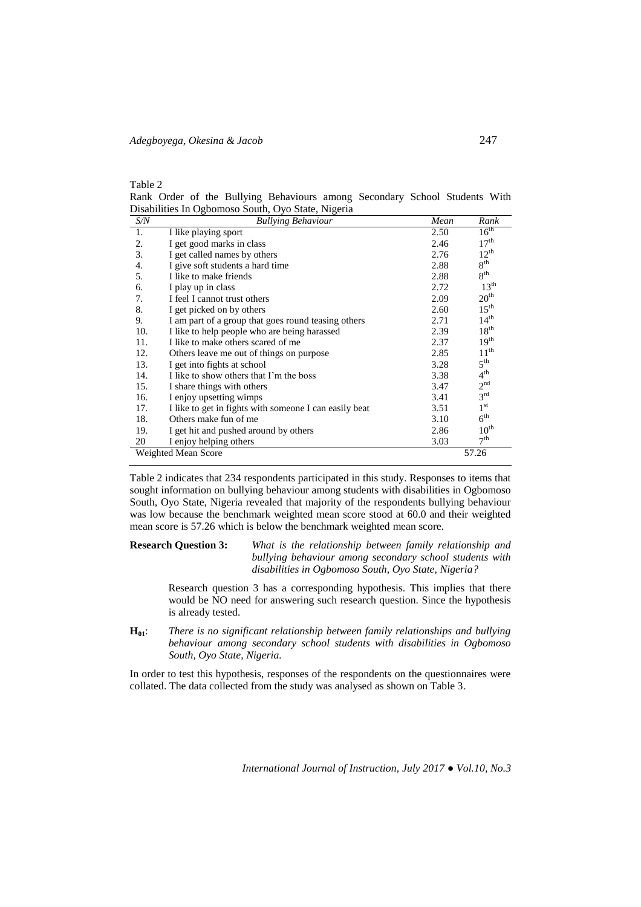Table 2

Rank Order of the Bullying Behaviours among Secondary School Students With Disabilities In Ogbomoso South, Oyo State, Nigeria

| *S/N* | *Bullying Behaviour* | *Mean* | *Rank* |
|---|---|---|---|
| 1. | I like playing sport | 2.50 | 16th |
| 2. | I get good marks in class | 2.46 | 17th |
| 3. | I get called names by others | 2.76 | 12th |
| 4. | I give soft students a hard time | 2.88 | 8th |
| 5. | I like to make friends | 2.88 | 8th |
| 6. | I play up in class | 2.72 | 13th |
| 7. | I feel I cannot trust others | 2.09 | 20th |
| 8. | I get picked on by others | 2.60 | 15th |
| 9. | I am part of a group that goes round teasing others | 2.71 | 14th |
| 10. | I like to help people who are being harassed | 2.39 | 18th |
| 11. | I like to make others scared of me | 2.37 | 19th |
| 12. | Others leave me out of things on purpose | 2.85 | 11th |
| 13. | I get into fights at school | 3.28 | 5th |
| 14. | I like to show others that I'm the boss | 3.38 | 4th |
| 15. | I share things with others | 3.47 | 2nd |
| 16. | I enjoy upsetting wimps | 3.41 | 3rd |
| 17. | I like to get in fights with someone I can easily beat | 3.51 | 1st |
| 18. | Others make fun of me | 3.10 | 6th |
| 19. | I get hit and pushed around by others | 2.86 | 10th |
| 20 | I enjoy helping others | 3.03 | 7th |
| Weighted Mean Score | | | 57.26 |

Table 2 indicates that 234 respondents participated in this study. Responses to items that sought information on bullying behaviour among students with disabilities in Ogbomoso South, Oyo State, Nigeria revealed that majority of the respondents bullying behaviour was low because the benchmark weighted mean score stood at 60.0 and their weighted mean score is 57.26 which is below the benchmark weighted mean score.

**Research Question 3:** *What is the relationship between family relationship and bullying behaviour among secondary school students with disabilities in Ogbomoso South, Oyo State, Nigeria?*

Research question 3 has a corresponding hypothesis. This implies that there would be NO need for answering such research question. Since the hypothesis is already tested.

**$H_{01}$**: *There is no significant relationship between family relationships and bullying behaviour among secondary school students with disabilities in Ogbomoso South, Oyo State, Nigeria.*

In order to test this hypothesis, responses of the respondents on the questionnaires were collated. The data collected from the study was analysed as shown on Table 3.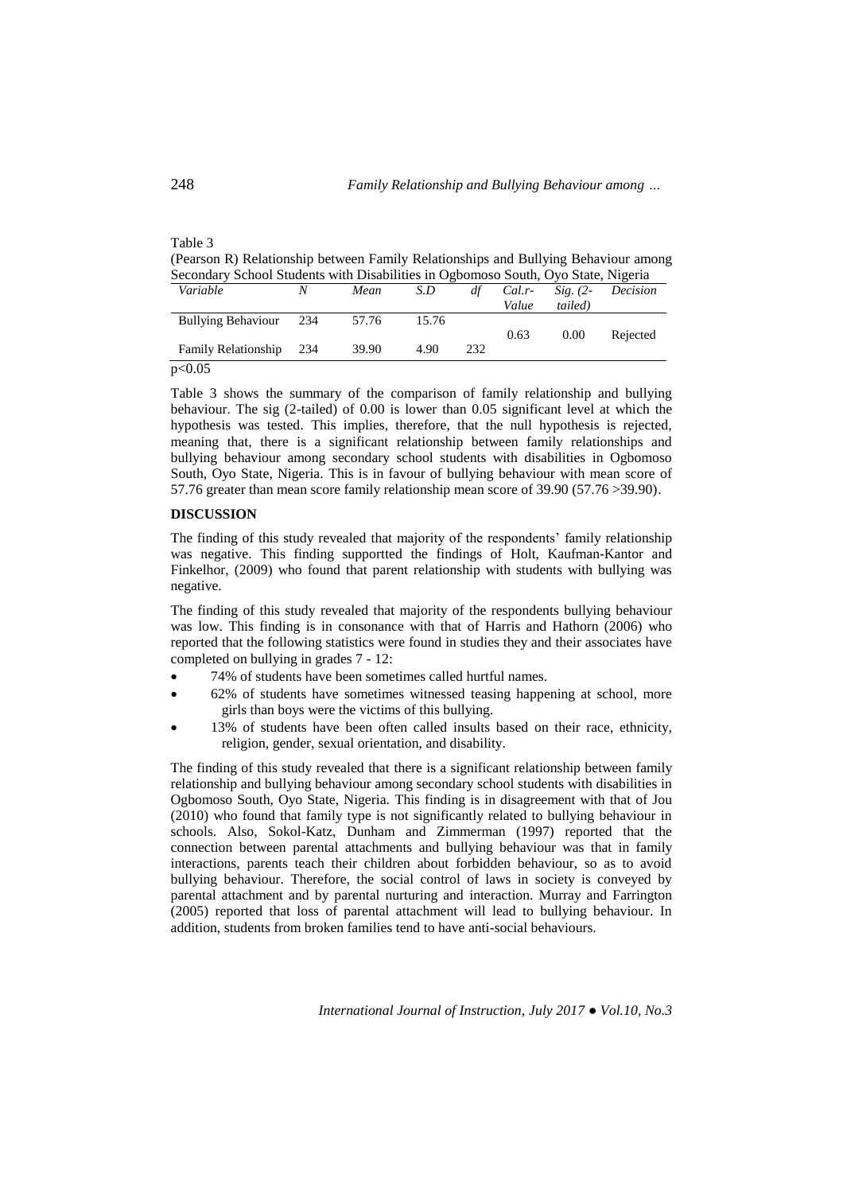Table 3

(Pearson R) Relationship between Family Relationships and Bullying Behaviour among Secondary School Students with Disabilities in Ogbomoso South, Oyo State, Nigeria

| *Variable* | *N* | *Mean* | *S.D* | *df* | *Cal.r-Value* | *Sig. (2-tailed)* | *Decision* |
|---|---|---|---|---|---|---|---|
| Bullying Behaviour | 234 | 57.76 | 15.76 | | 0.63 | 0.00 | Rejected |
| Family Relationship | 234 | 39.90 | 4.90 | 232 | | | |

$p<0.05$

Table 3 shows the summary of the comparison of family relationship and bullying behaviour. The sig (2-tailed) of 0.00 is lower than 0.05 significant level at which the hypothesis was tested. This implies, therefore, that the null hypothesis is rejected, meaning that, there is a significant relationship between family relationships and bullying behaviour among secondary school students with disabilities in Ogbomoso South, Oyo State, Nigeria. This is in favour of bullying behaviour with mean score of 57.76 greater than mean score family relationship mean score of 39.90 (57.76 >39.90).

**DISCUSSION**

The finding of this study revealed that majority of the respondents' family relationship was negative. This finding supportted the findings of Holt, Kaufman-Kantor and Finkelhor, (2009) who found that parent relationship with students with bullying was negative.

The finding of this study revealed that majority of the respondents bullying behaviour was low. This finding is in consonance with that of Harris and Hathorn (2006) who reported that the following statistics were found in studies they and their associates have completed on bullying in grades 7 - 12:

- 74% of students have been sometimes called hurtful names.
- 62% of students have sometimes witnessed teasing happening at school, more girls than boys were the victims of this bullying.
- 13% of students have been often called insults based on their race, ethnicity, religion, gender, sexual orientation, and disability.

The finding of this study revealed that there is a significant relationship between family relationship and bullying behaviour among secondary school students with disabilities in Ogbomoso South, Oyo State, Nigeria. This finding is in disagreement with that of Jou (2010) who found that family type is not significantly related to bullying behaviour in schools. Also, Sokol-Katz, Dunham and Zimmerman (1997) reported that the connection between parental attachments and bullying behaviour was that in family interactions, parents teach their children about forbidden behaviour, so as to avoid bullying behaviour. Therefore, the social control of laws in society is conveyed by parental attachment and by parental nurturing and interaction. Murray and Farrington (2005) reported that loss of parental attachment will lead to bullying behaviour. In addition, students from broken families tend to have anti-social behaviours.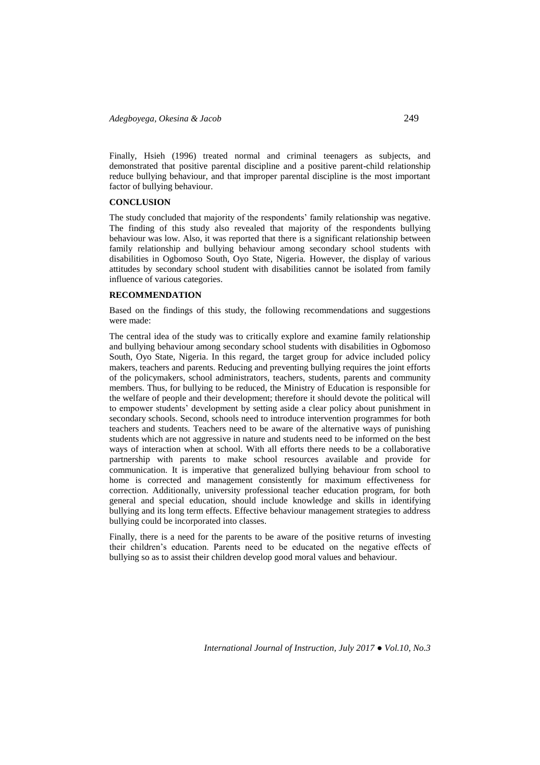Finally, Hsieh (1996) treated normal and criminal teenagers as subjects, and demonstrated that positive parental discipline and a positive parent-child relationship reduce bullying behaviour, and that improper parental discipline is the most important factor of bullying behaviour.

## CONCLUSION

The study concluded that majority of the respondents' family relationship was negative. The finding of this study also revealed that majority of the respondents bullying behaviour was low. Also, it was reported that there is a significant relationship between family relationship and bullying behaviour among secondary school students with disabilities in Ogbomoso South, Oyo State, Nigeria. However, the display of various attitudes by secondary school student with disabilities cannot be isolated from family influence of various categories.

## RECOMMENDATION

Based on the findings of this study, the following recommendations and suggestions were made:

The central idea of the study was to critically explore and examine family relationship and bullying behaviour among secondary school students with disabilities in Ogbomoso South, Oyo State, Nigeria. In this regard, the target group for advice included policy makers, teachers and parents. Reducing and preventing bullying requires the joint efforts of the policymakers, school administrators, teachers, students, parents and community members. Thus, for bullying to be reduced, the Ministry of Education is responsible for the welfare of people and their development; therefore it should devote the political will to empower students' development by setting aside a clear policy about punishment in secondary schools. Second, schools need to introduce intervention programmes for both teachers and students. Teachers need to be aware of the alternative ways of punishing students which are not aggressive in nature and students need to be informed on the best ways of interaction when at school. With all efforts there needs to be a collaborative partnership with parents to make school resources available and provide for communication. It is imperative that generalized bullying behaviour from school to home is corrected and management consistently for maximum effectiveness for correction. Additionally, university professional teacher education program, for both general and special education, should include knowledge and skills in identifying bullying and its long term effects. Effective behaviour management strategies to address bullying could be incorporated into classes.

Finally, there is a need for the parents to be aware of the positive returns of investing their children's education. Parents need to be educated on the negative effects of bullying so as to assist their children develop good moral values and behaviour.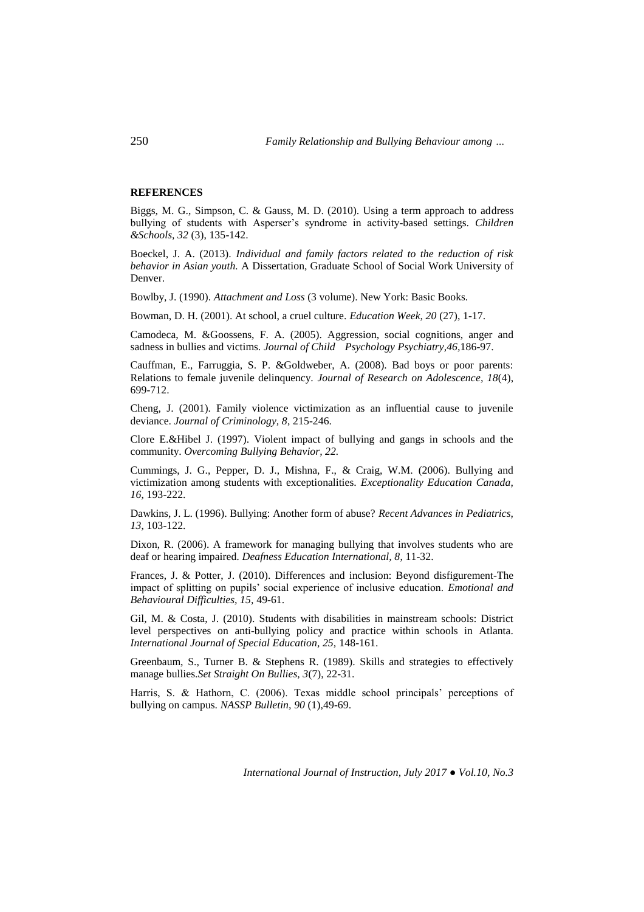**REFERENCES**

Biggs, M. G., Simpson, C. & Gauss, M. D. (2010). Using a term approach to address bullying of students with Asperser's syndrome in activity-based settings. *Children &Schools, 32* (3), 135-142.

Boeckel, J. A. (2013). *Individual and family factors related to the reduction of risk behavior in Asian youth.* A Dissertation, Graduate School of Social Work University of Denver.

Bowlby, J. (1990). *Attachment and Loss* (3 volume). New York: Basic Books.

Bowman, D. H. (2001). At school, a cruel culture. *Education Week, 20* (27), 1-17.

Camodeca, M. &Goossens, F. A. (2005). Aggression, social cognitions, anger and sadness in bullies and victims. *Journal of Child Psychology Psychiatry,46,*186-97.

Cauffman, E., Farruggia, S. P. &Goldweber, A. (2008). Bad boys or poor parents: Relations to female juvenile delinquency. *Journal of Research on Adolescence, 18*(4), 699-712.

Cheng, J. (2001). Family violence victimization as an influential cause to juvenile deviance. *Journal of Criminology, 8*, 215-246.

Clore E.&Hibel J. (1997). Violent impact of bullying and gangs in schools and the community. *Overcoming Bullying Behavior, 22.*

Cummings, J. G., Pepper, D. J., Mishna, F., & Craig, W.M. (2006). Bullying and victimization among students with exceptionalities. *Exceptionality Education Canada, 16*, 193-222.

Dawkins, J. L. (1996). Bullying: Another form of abuse? *Recent Advances in Pediatrics, 13*, 103-122.

Dixon, R. (2006). A framework for managing bullying that involves students who are deaf or hearing impaired. *Deafness Education International, 8,* 11-32.

Frances, J. & Potter, J. (2010). Differences and inclusion: Beyond disfigurement-The impact of splitting on pupils' social experience of inclusive education. *Emotional and Behavioural Difficulties, 15,* 49-61.

Gil, M. & Costa, J. (2010). Students with disabilities in mainstream schools: District level perspectives on anti-bullying policy and practice within schools in Atlanta. *International Journal of Special Education, 25,* 148-161.

Greenbaum, S., Turner B. & Stephens R. (1989). Skills and strategies to effectively manage bullies.*Set Straight On Bullies, 3*(7), 22-31.

Harris, S. & Hathorn, C. (2006). Texas middle school principals' perceptions of bullying on campus. *NASSP Bulletin, 90* (1),49-69.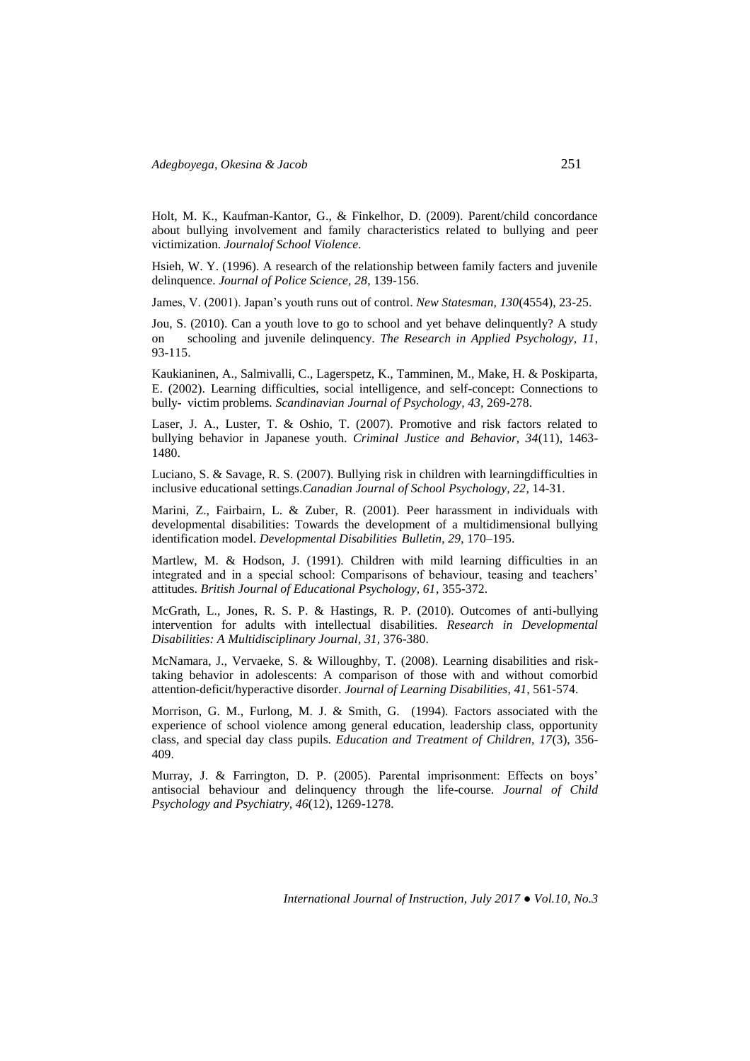Holt, M. K., Kaufman-Kantor, G., & Finkelhor, D. (2009). Parent/child concordance about bullying involvement and family characteristics related to bullying and peer victimization. *Journalof School Violence*.

Hsieh, W. Y. (1996). A research of the relationship between family facters and juvenile delinquence. *Journal of Police Science, 28*, 139-156.

James, V. (2001). Japan's youth runs out of control. *New Statesman, 130*(4554), 23-25.

Jou, S. (2010). Can a youth love to go to school and yet behave delinquently? A study on schooling and juvenile delinquency. *The Research in Applied Psychology, 11*, 93-115.

Kaukianinen, A., Salmivalli, C., Lagerspetz, K., Tamminen, M., Make, H. & Poskiparta, E. (2002). Learning difficulties, social intelligence, and self-concept: Connections to bully- victim problems. *Scandinavian Journal of Psychology, 43,* 269-278.

Laser, J. A., Luster, T. & Oshio, T. (2007). Promotive and risk factors related to bullying behavior in Japanese youth. *Criminal Justice and Behavior, 34*(11), 1463-1480.

Luciano, S. & Savage, R. S. (2007). Bullying risk in children with learningdifficulties in inclusive educational settings.*Canadian Journal of School Psychology, 22*, 14-31.

Marini, Z., Fairbairn, L. & Zuber, R. (2001). Peer harassment in individuals with developmental disabilities: Towards the development of a multidimensional bullying identification model. *Developmental Disabilities Bulletin, 29*, 170–195.

Martlew, M. & Hodson, J. (1991). Children with mild learning difficulties in an integrated and in a special school: Comparisons of behaviour, teasing and teachers' attitudes. *British Journal of Educational Psychology, 61*, 355-372.

McGrath, L., Jones, R. S. P. & Hastings, R. P. (2010). Outcomes of anti-bullying intervention for adults with intellectual disabilities. *Research in Developmental Disabilities: A Multidisciplinary Journal, 31,* 376-380.

McNamara, J., Vervaeke, S. & Willoughby, T. (2008). Learning disabilities and risk-taking behavior in adolescents: A comparison of those with and without comorbid attention-deficit/hyperactive disorder. *Journal of Learning Disabilities, 41*, 561-574.

Morrison, G. M., Furlong, M. J. & Smith, G. (1994). Factors associated with the experience of school violence among general education, leadership class, opportunity class, and special day class pupils. *Education and Treatment of Children, 17*(3), 356-409.

Murray, J. & Farrington, D. P. (2005). Parental imprisonment: Effects on boys' antisocial behaviour and delinquency through the life-course. *Journal of Child Psychology and Psychiatry, 46*(12), 1269-1278.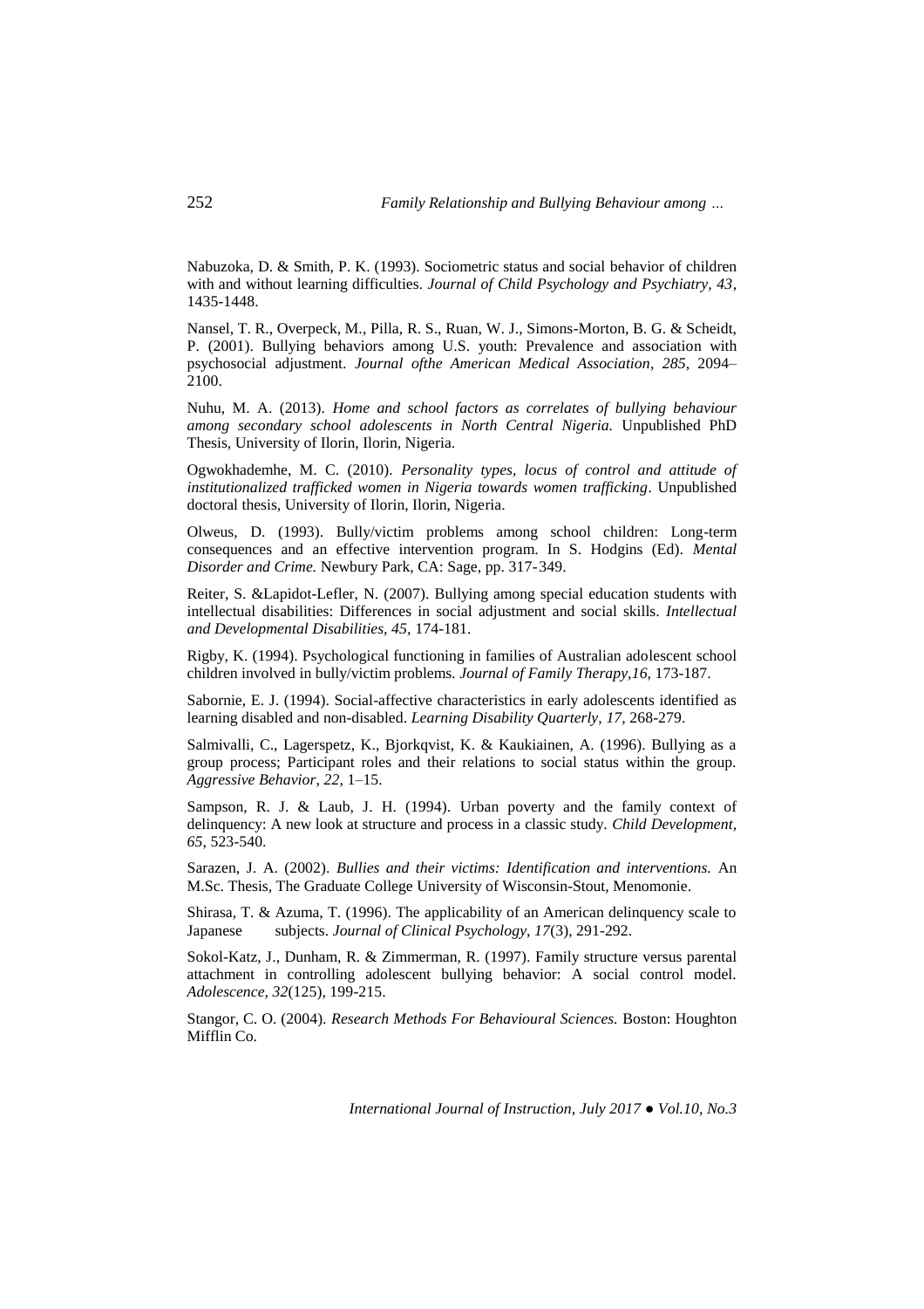Nabuzoka, D. & Smith, P. K. (1993). Sociometric status and social behavior of children with and without learning difficulties. *Journal of Child Psychology and Psychiatry*, *43*, 1435-1448.

Nansel, T. R., Overpeck, M., Pilla, R. S., Ruan, W. J., Simons-Morton, B. G. & Scheidt, P. (2001). Bullying behaviors among U.S. youth: Prevalence and association with psychosocial adjustment. *Journal ofthe American Medical Association*, *285*, 2094–2100.

Nuhu, M. A. (2013). *Home and school factors as correlates of bullying behaviour among secondary school adolescents in North Central Nigeria.* Unpublished PhD Thesis, University of Ilorin, Ilorin, Nigeria.

Ogwokhademhe, M. C. (2010). *Personality types, locus of control and attitude of institutionalized trafficked women in Nigeria towards women trafficking*. Unpublished doctoral thesis, University of Ilorin, Ilorin, Nigeria.

Olweus, D. (1993). Bully/victim problems among school children: Long-term consequences and an effective intervention program. In S. Hodgins (Ed). *Mental Disorder and Crime.* Newbury Park, CA: Sage, pp. 317-349.

Reiter, S. &Lapidot-Lefler, N. (2007). Bullying among special education students with intellectual disabilities: Differences in social adjustment and social skills. *Intellectual and Developmental Disabilities, 45,* 174-181.

Rigby, K. (1994). Psychological functioning in families of Australian adolescent school children involved in bully/victim problems. *Journal of Family Therapy,16,* 173-187.

Sabornie, E. J. (1994). Social-affective characteristics in early adolescents identified as learning disabled and non-disabled. *Learning Disability Quarterly, 17,* 268-279.

Salmivalli, C., Lagerspetz, K., Bjorkqvist, K. & Kaukiainen, A. (1996). Bullying as a group process; Participant roles and their relations to social status within the group. *Aggressive Behavior, 22,* 1–15.

Sampson, R. J. & Laub, J. H. (1994). Urban poverty and the family context of delinquency: A new look at structure and process in a classic study. *Child Development, 65,* 523-540.

Sarazen, J. A. (2002). *Bullies and their victims: Identification and interventions.* An M.Sc. Thesis, The Graduate College University of Wisconsin-Stout, Menomonie.

Shirasa, T. & Azuma, T. (1996). The applicability of an American delinquency scale to Japanese subjects. *Journal of Clinical Psychology, 17*(3), 291-292.

Sokol-Katz, J., Dunham, R. & Zimmerman, R. (1997). Family structure versus parental attachment in controlling adolescent bullying behavior: A social control model. *Adolescence, 32*(125), 199-215.

Stangor, C. O. (2004). *Research Methods For Behavioural Sciences.* Boston: Houghton Mifflin Co.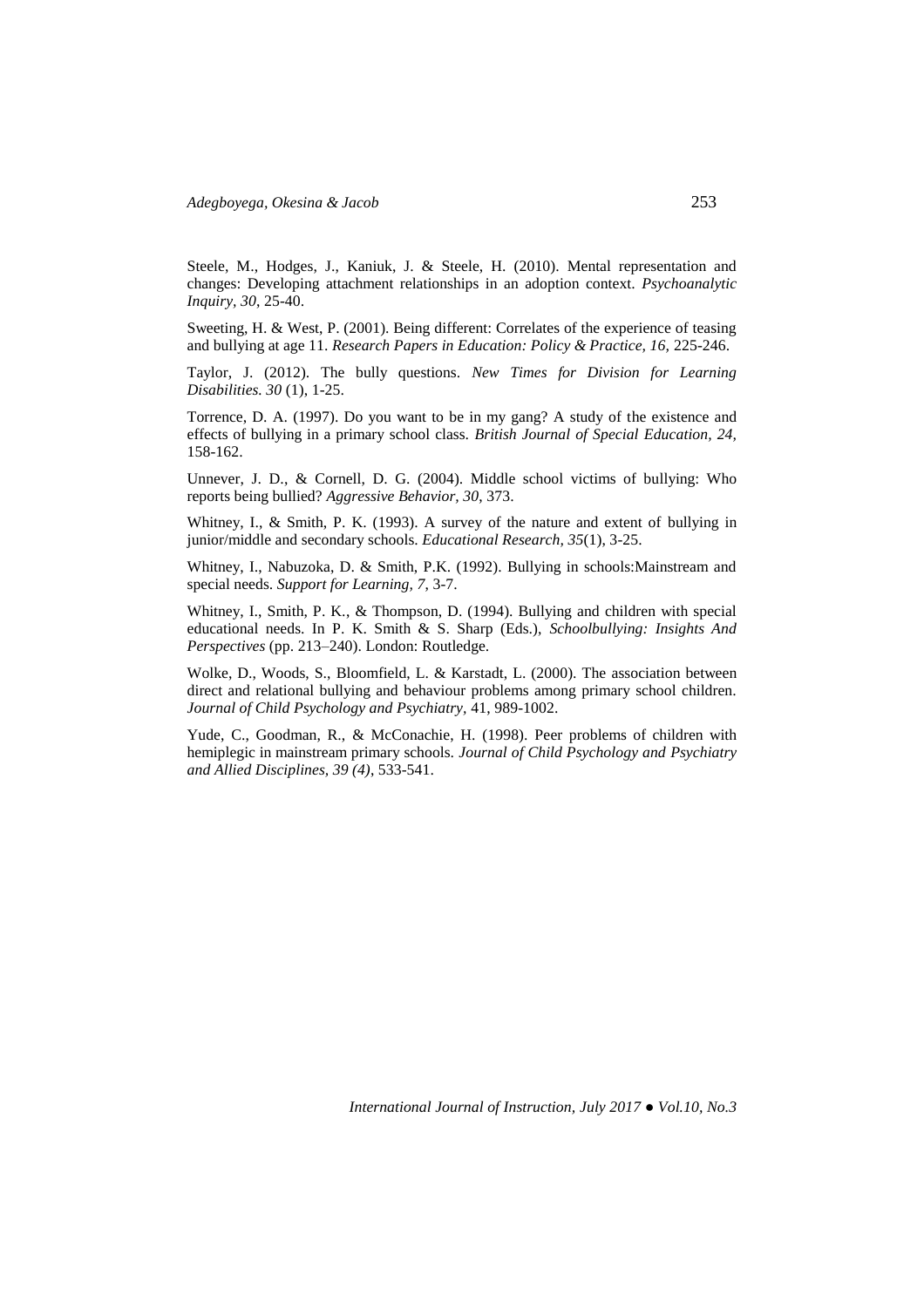Steele, M., Hodges, J., Kaniuk, J. & Steele, H. (2010). Mental representation and changes: Developing attachment relationships in an adoption context. *Psychoanalytic Inquiry, 30*, 25-40.

Sweeting, H. & West, P. (2001). Being different: Correlates of the experience of teasing and bullying at age 11. *Research Papers in Education: Policy & Practice, 16,* 225-246.

Taylor, J. (2012). The bully questions. *New Times for Division for Learning Disabilities. 30* (1), 1-25.

Torrence, D. A. (1997). Do you want to be in my gang? A study of the existence and effects of bullying in a primary school class. *British Journal of Special Education, 24,* 158-162.

Unnever, J. D., & Cornell, D. G. (2004). Middle school victims of bullying: Who reports being bullied? *Aggressive Behavior, 30*, 373.

Whitney, I., & Smith, P. K. (1993). A survey of the nature and extent of bullying in junior/middle and secondary schools. *Educational Research, 35*(1), 3-25.

Whitney, I., Nabuzoka, D. & Smith, P.K. (1992). Bullying in schools:Mainstream and special needs. *Support for Learning, 7*, 3-7.

Whitney, I., Smith, P. K., & Thompson, D. (1994). Bullying and children with special educational needs. In P. K. Smith & S. Sharp (Eds.), *Schoolbullying: Insights And Perspectives* (pp. 213–240). London: Routledge.

Wolke, D., Woods, S., Bloomfield, L. & Karstadt, L. (2000). The association between direct and relational bullying and behaviour problems among primary school children. *Journal of Child Psychology and Psychiatry,* 41, 989-1002.

Yude, C., Goodman, R., & McConachie, H. (1998). Peer problems of children with hemiplegic in mainstream primary schools. *Journal of Child Psychology and Psychiatry and Allied Disciplines, 39 (4)*, 533-541.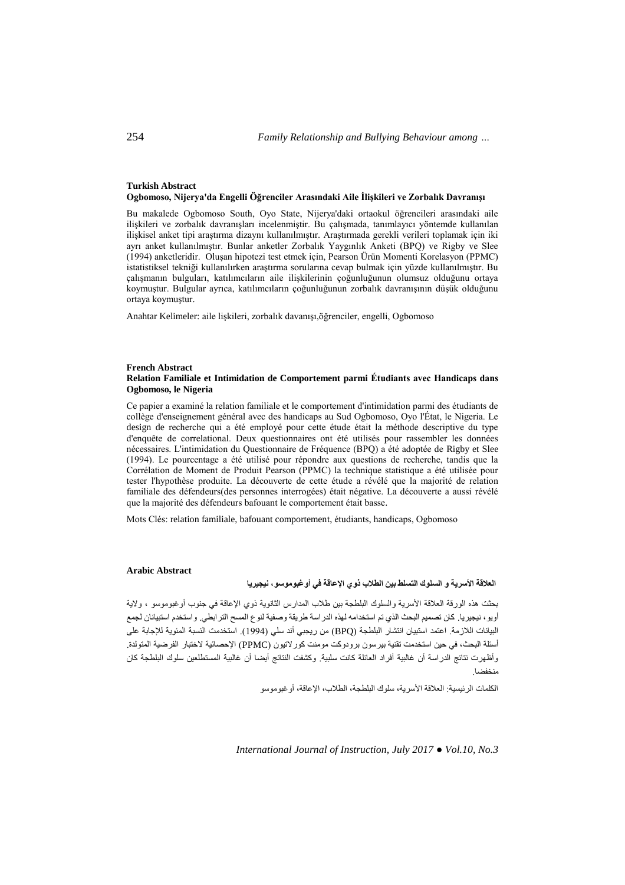**Turkish Abstract**

**Ogbomoso, Nijerya'da Engelli Öğrenciler Arasındaki Aile İlişkileri ve Zorbalık Davranışı**

Bu makalede Ogbomoso South, Oyo State, Nijerya'daki ortaokul öğrencileri arasındaki aile ilişkileri ve zorbalık davranışları incelenmiştir. Bu çalışmada, tanımlayıcı yöntemde kullanılan ilişkisel anket tipi araştırma dizaynı kullanılmıştır. Araştırmada gerekli verileri toplamak için iki ayrı anket kullanılmıştır. Bunlar anketler Zorbalık Yaygınlık Anketi (BPQ) ve Rigby ve Slee (1994) anketleridir. Oluşan hipotezi test etmek için, Pearson Ürün Momenti Korelasyon (PPMC) istatistiksel tekniği kullanılırken araştırma sorularına cevap bulmak için yüzde kullanılmıştır. Bu çalışmanın bulguları, katılımcıların aile ilişkilerinin çoğunluğunun olumsuz olduğunu ortaya koymuştur. Bulgular ayrıca, katılımcıların çoğunluğunun zorbalık davranışının düşük olduğunu ortaya koymuştur.

Anahtar Kelimeler: aile lişkileri, zorbalık davanışı,öğrenciler, engelli, Ogbomoso

**French Abstract**

**Relation Familiale et Intimidation de Comportement parmi Étudiants avec Handicaps dans Ogbomoso, le Nigeria**

Ce papier a examiné la relation familiale et le comportement d'intimidation parmi des étudiants de collège d'enseignement général avec des handicaps au Sud Ogbomoso, Oyo l'État, le Nigeria. Le design de recherche qui a été employé pour cette étude était la méthode descriptive du type d'enquête de correlational. Deux questionnaires ont été utilisés pour rassembler les données nécessaires. L'intimidation du Questionnaire de Fréquence (BPQ) a été adoptée de Rigby et Slee (1994). Le pourcentage a été utilisé pour répondre aux questions de recherche, tandis que la Corrélation de Moment de Produit Pearson (PPMC) la technique statistique a été utilisée pour tester l'hypothèse produite. La découverte de cette étude a révélé que la majorité de relation familiale des défendeurs(des personnes interrogées) était négative. La découverte a aussi révélé que la majorité des défendeurs bafouant le comportement était basse.

Mots Clés: relation familiale, bafouant comportement, étudiants, handicaps, Ogbomoso

**Arabic Abstract**

**العلاقة الأسرية و السلوك التسلط بين الطلاب ذوي الإعاقة في أوغبوموسو، نيجيريا**

بحثت هذه الورقة العلاقة الأسرية والسلوك البلطجة بين طلاب المدارس الثانوية ذوي الإعاقة في جنوب أوغبوموسو ، ولاية أويو، نيجيريا. كان تصميم البحث الذي تم استخدامه لهذه الدراسة طريقة وصفية لنوع المسح الترابطي. واستخدم استبيانان لجمع البيانات اللازمة. اعتمد استبيان انتشار البلطجة (BPQ) من ريجبي أند سلي (1994). استخدمت النسبة المئوية للإجابة على أسئلة البحث، في حين استخدمت تقنية بيرسون برودوكت مومنت كورلاتيون (PPMC) الإحصائية لاختبار الفرضية المتولدة. وأظهرت نتائج الدراسة أن غالبية أفراد العائلة كانت سلبية. وكشفت النتائج أيضا أن غالبية المستطلعين سلوك البلطجة كان منخفضا.

الكلمات الرئيسية: العلاقة الأسرية، سلوك البلطجة، الطلاب، الإعاقة، أوغبوموسو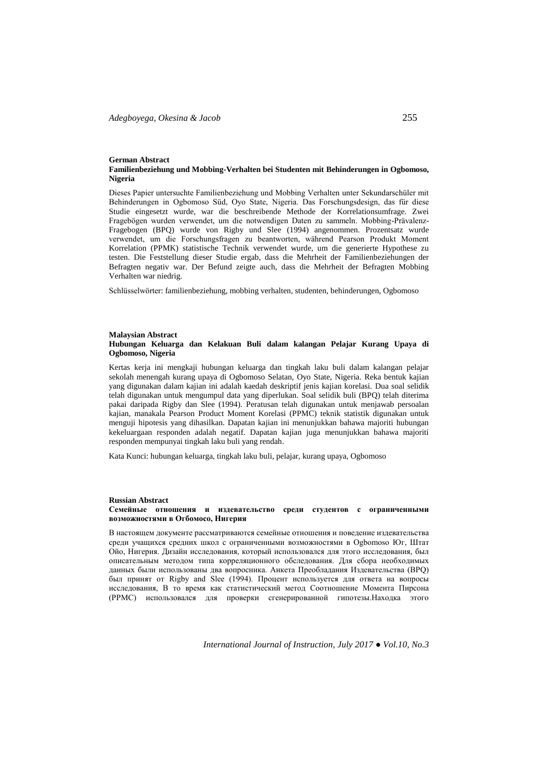**German Abstract**

**Familienbeziehung und Mobbing-Verhalten bei Studenten mit Behinderungen in Ogbomoso, Nigeria**

Dieses Papier untersuchte Familienbeziehung und Mobbing Verhalten unter Sekundarschüler mit Behinderungen in Ogbomoso Süd, Oyo State, Nigeria. Das Forschungsdesign, das für diese Studie eingesetzt wurde, war die beschreibende Methode der Korrelationsumfrage. Zwei Fragebögen wurden verwendet, um die notwendigen Daten zu sammeln. Mobbing-Prävalenz-Fragebogen (BPQ) wurde von Rigby und Slee (1994) angenommen. Prozentsatz wurde verwendet, um die Forschungsfragen zu beantworten, während Pearson Produkt Moment Korrelation (PPMK) statistische Technik verwendet wurde, um die generierte Hypothese zu testen. Die Feststellung dieser Studie ergab, dass die Mehrheit der Familienbeziehungen der Befragten negativ war. Der Befund zeigte auch, dass die Mehrheit der Befragten Mobbing Verhalten war niedrig.

Schlüsselwörter: familienbeziehung, mobbing verhalten, studenten, behinderungen, Ogbomoso

**Malaysian Abstract**

**Hubungan Keluarga dan Kelakuan Buli dalam kalangan Pelajar Kurang Upaya di Ogbomoso, Nigeria**

Kertas kerja ini mengkaji hubungan keluarga dan tingkah laku buli dalam kalangan pelajar sekolah menengah kurang upaya di Ogbomoso Selatan, Oyo State, Nigeria. Reka bentuk kajian yang digunakan dalam kajian ini adalah kaedah deskriptif jenis kajian korelasi. Dua soal selidik telah digunakan untuk mengumpul data yang diperlukan. Soal selidik buli (BPQ) telah diterima pakai daripada Rigby dan Slee (1994). Peratusan telah digunakan untuk menjawab persoalan kajian, manakala Pearson Product Moment Korelasi (PPMC) teknik statistik digunakan untuk menguji hipotesis yang dihasilkan. Dapatan kajian ini menunjukkan bahawa majoriti hubungan kekeluargaan responden adalah negatif. Dapatan kajian juga menunjukkan bahawa majoriti responden mempunyai tingkah laku buli yang rendah.

Kata Kunci: hubungan keluarga, tingkah laku buli, pelajar, kurang upaya, Ogbomoso

**Russian Abstract**

**Семейные отношения и издевательство среди студентов с ограниченными возможностями в Огбомосо, Нигерия**

В настоящем документе рассматриваются семейные отношения и поведение издевательства среди учащихся средних школ с ограниченными возможностями в Ogbomoso Юг, Штат Ойо, Нигерия. Дизайн исследования, который использовался для этого исследования, был описательным методом типа корреляционного обследования. Для сбора необходимых данных были использованы два вопросника. Анкета Преобладания Издевательства (BPQ) был принят от Rigby and Slee (1994). Процент используется для ответа на вопросы исследования, В то время как статистический метод Соотношение Момента Пирсона (PPMC) использовался для проверки сгенерированной гипотезы.Находка этого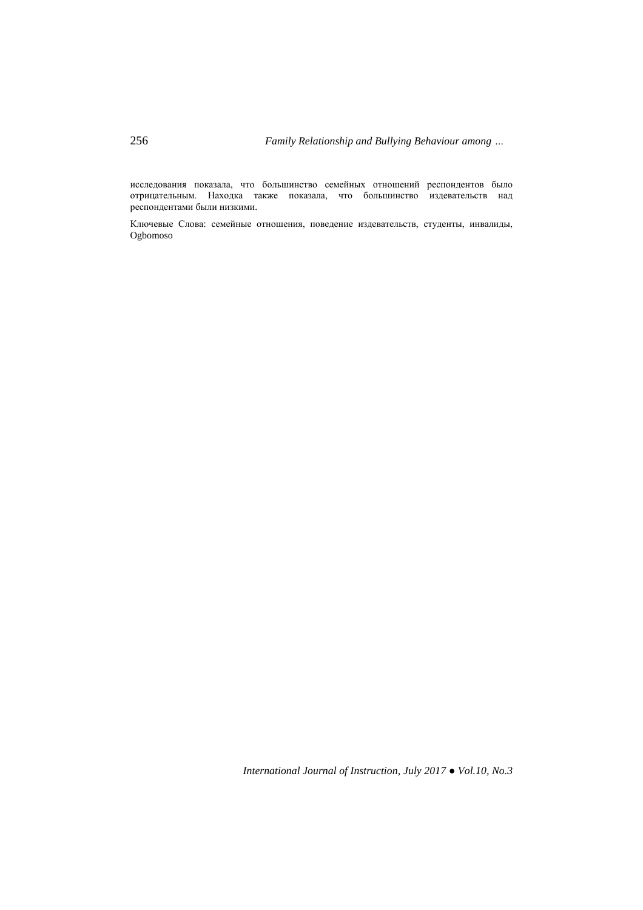исследования показала, что большинство семейных отношений респондентов было отрицательным. Находка также показала, что большинство издевательств над респондентами были низкими.

Ключевые Слова: семейные отношения, поведение издевательств, студенты, инвалиды, Ogbomoso